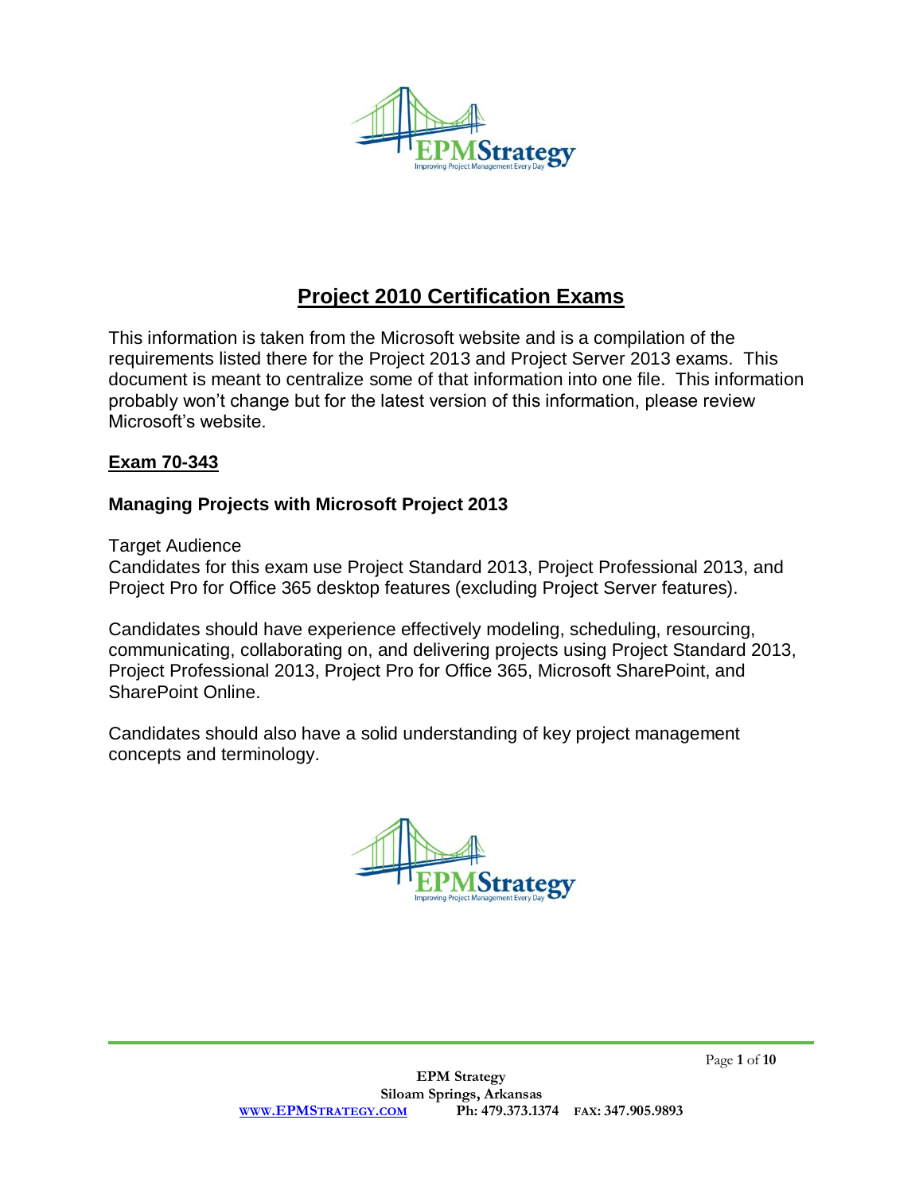# Project 2010 Certification Exams

This information is taken from the Microsoft website and is a compilation of the requirements listed there for the Project 2013 and Project Server 2013 exams. This document is meant to centralize some of that information into one file. This information probably won't change but for the latest version of this information, please review Microsoft's website.

## Exam 70-343

### Managing Projects with Microsoft Project 2013

Target Audience
Candidates for this exam use Project Standard 2013, Project Professional 2013, and Project Pro for Office 365 desktop features (excluding Project Server features).

Candidates should have experience effectively modeling, scheduling, resourcing, communicating, collaborating on, and delivering projects using Project Standard 2013, Project Professional 2013, Project Pro for Office 365, Microsoft SharePoint, and SharePoint Online.

Candidates should also have a solid understanding of key project management concepts and terminology.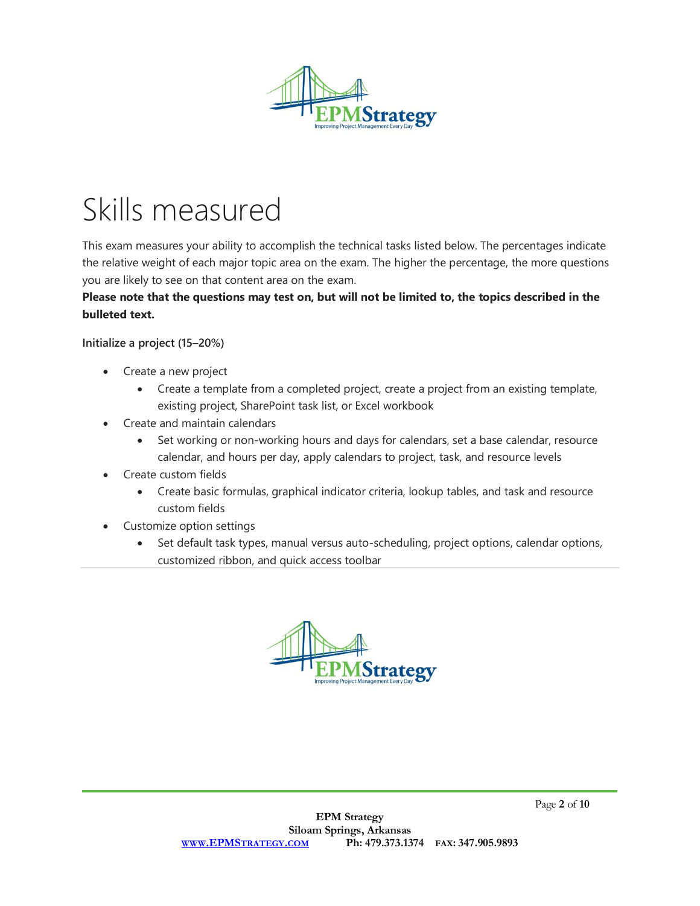# Skills measured

This exam measures your ability to accomplish the technical tasks listed below. The percentages indicate the relative weight of each major topic area on the exam. The higher the percentage, the more questions you are likely to see on that content area on the exam.

**Please note that the questions may test on, but will not be limited to, the topics described in the bulleted text.**

**Initialize a project (15–20%)**

- Create a new project
  - Create a template from a completed project, create a project from an existing template, existing project, SharePoint task list, or Excel workbook
- Create and maintain calendars
  - Set working or non-working hours and days for calendars, set a base calendar, resource calendar, and hours per day, apply calendars to project, task, and resource levels
- Create custom fields
  - Create basic formulas, graphical indicator criteria, lookup tables, and task and resource custom fields
- Customize option settings
  - Set default task types, manual versus auto-scheduling, project options, calendar options, customized ribbon, and quick access toolbar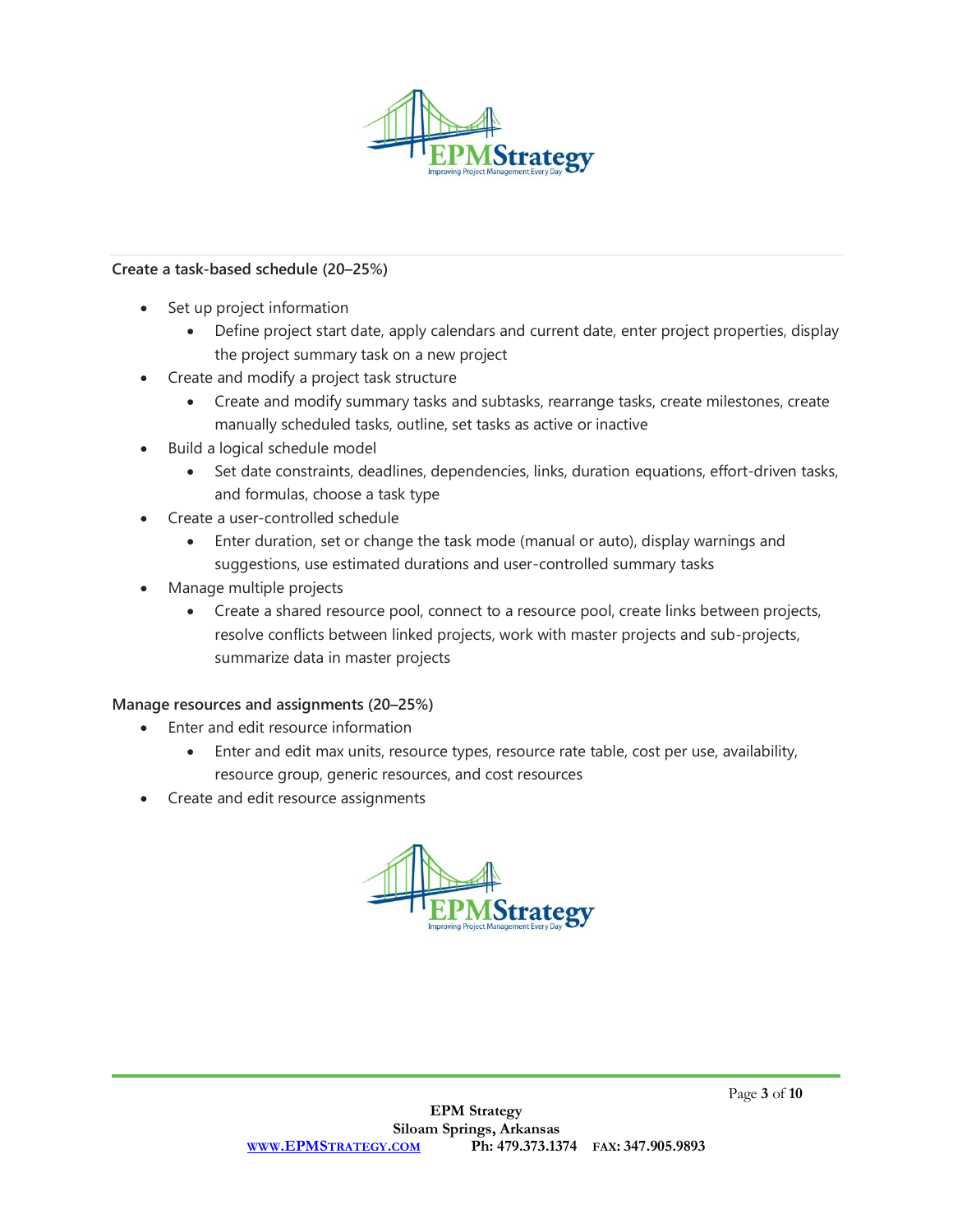**Create a task-based schedule (20–25%)**

- Set up project information
  - Define project start date, apply calendars and current date, enter project properties, display the project summary task on a new project
- Create and modify a project task structure
  - Create and modify summary tasks and subtasks, rearrange tasks, create milestones, create manually scheduled tasks, outline, set tasks as active or inactive
- Build a logical schedule model
  - Set date constraints, deadlines, dependencies, links, duration equations, effort-driven tasks, and formulas, choose a task type
- Create a user-controlled schedule
  - Enter duration, set or change the task mode (manual or auto), display warnings and suggestions, use estimated durations and user-controlled summary tasks
- Manage multiple projects
  - Create a shared resource pool, connect to a resource pool, create links between projects, resolve conflicts between linked projects, work with master projects and sub-projects, summarize data in master projects

**Manage resources and assignments (20–25%)**

- Enter and edit resource information
  - Enter and edit max units, resource types, resource rate table, cost per use, availability, resource group, generic resources, and cost resources
- Create and edit resource assignments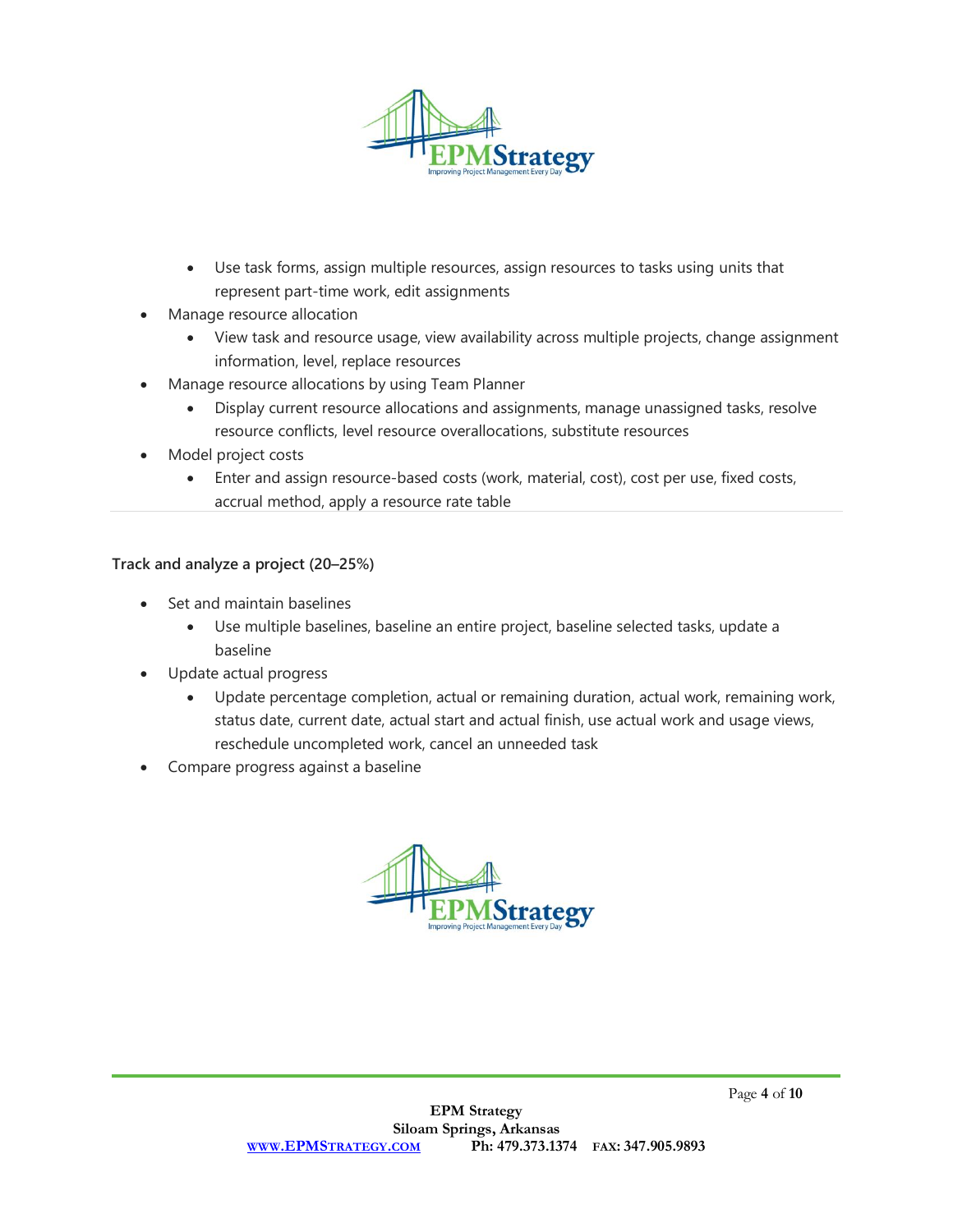- Use task forms, assign multiple resources, assign resources to tasks using units that represent part-time work, edit assignments
- Manage resource allocation
  - View task and resource usage, view availability across multiple projects, change assignment information, level, replace resources
- Manage resource allocations by using Team Planner
  - Display current resource allocations and assignments, manage unassigned tasks, resolve resource conflicts, level resource overallocations, substitute resources
- Model project costs
  - Enter and assign resource-based costs (work, material, cost), cost per use, fixed costs, accrual method, apply a resource rate table

---

**Track and analyze a project (20–25%)**

- Set and maintain baselines
  - Use multiple baselines, baseline an entire project, baseline selected tasks, update a baseline
- Update actual progress
  - Update percentage completion, actual or remaining duration, actual work, remaining work, status date, current date, actual start and actual finish, use actual work and usage views, reschedule uncompleted work, cancel an unneeded task
- Compare progress against a baseline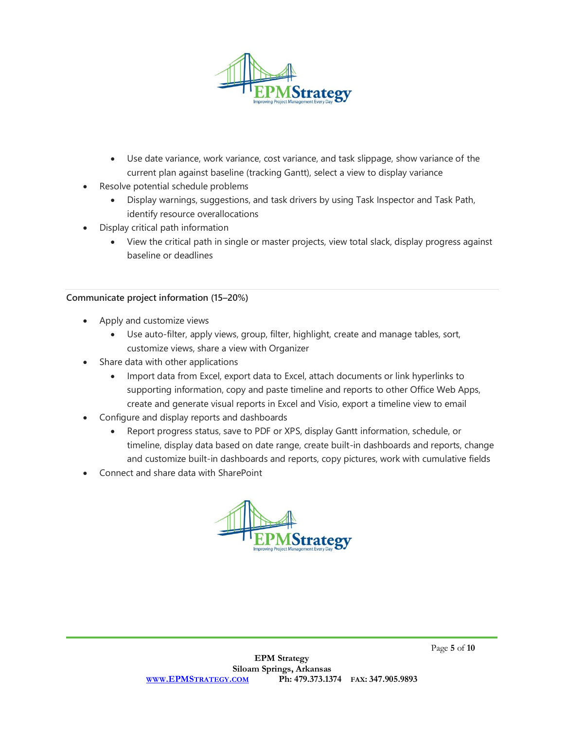- Use date variance, work variance, cost variance, and task slippage, show variance of the current plan against baseline (tracking Gantt), select a view to display variance
- Resolve potential schedule problems
    - Display warnings, suggestions, and task drivers by using Task Inspector and Task Path, identify resource overallocations
- Display critical path information
    - View the critical path in single or master projects, view total slack, display progress against baseline or deadlines

---

**Communicate project information (15–20%)**

- Apply and customize views
    - Use auto-filter, apply views, group, filter, highlight, create and manage tables, sort, customize views, share a view with Organizer
- Share data with other applications
    - Import data from Excel, export data to Excel, attach documents or link hyperlinks to supporting information, copy and paste timeline and reports to other Office Web Apps, create and generate visual reports in Excel and Visio, export a timeline view to email
- Configure and display reports and dashboards
    - Report progress status, save to PDF or XPS, display Gantt information, schedule, or timeline, display data based on date range, create built-in dashboards and reports, change and customize built-in dashboards and reports, copy pictures, work with cumulative fields
- Connect and share data with SharePoint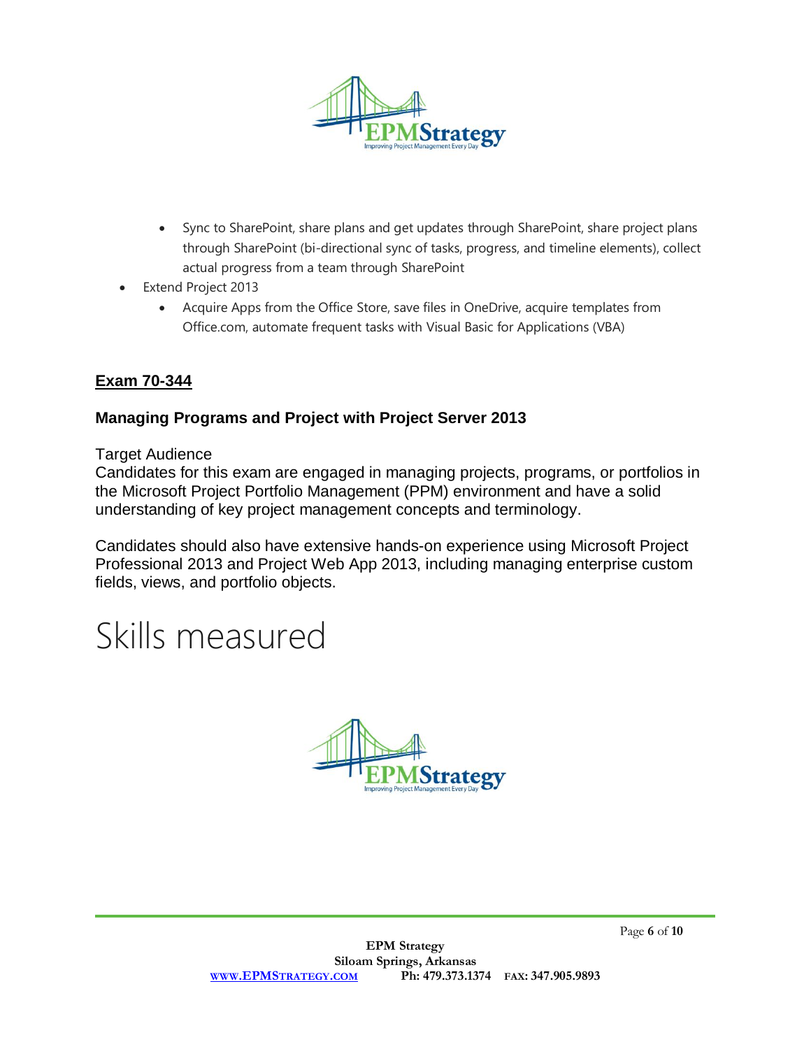- Sync to SharePoint, share plans and get updates through SharePoint, share project plans through SharePoint (bi-directional sync of tasks, progress, and timeline elements), collect actual progress from a team through SharePoint
- Extend Project 2013
    - Acquire Apps from the Office Store, save files in OneDrive, acquire templates from Office.com, automate frequent tasks with Visual Basic for Applications (VBA)

## Exam 70-344

### Managing Programs and Project with Project Server 2013

Target Audience

Candidates for this exam are engaged in managing projects, programs, or portfolios in the Microsoft Project Portfolio Management (PPM) environment and have a solid understanding of key project management concepts and terminology.

Candidates should also have extensive hands-on experience using Microsoft Project Professional 2013 and Project Web App 2013, including managing enterprise custom fields, views, and portfolio objects.

# Skills measured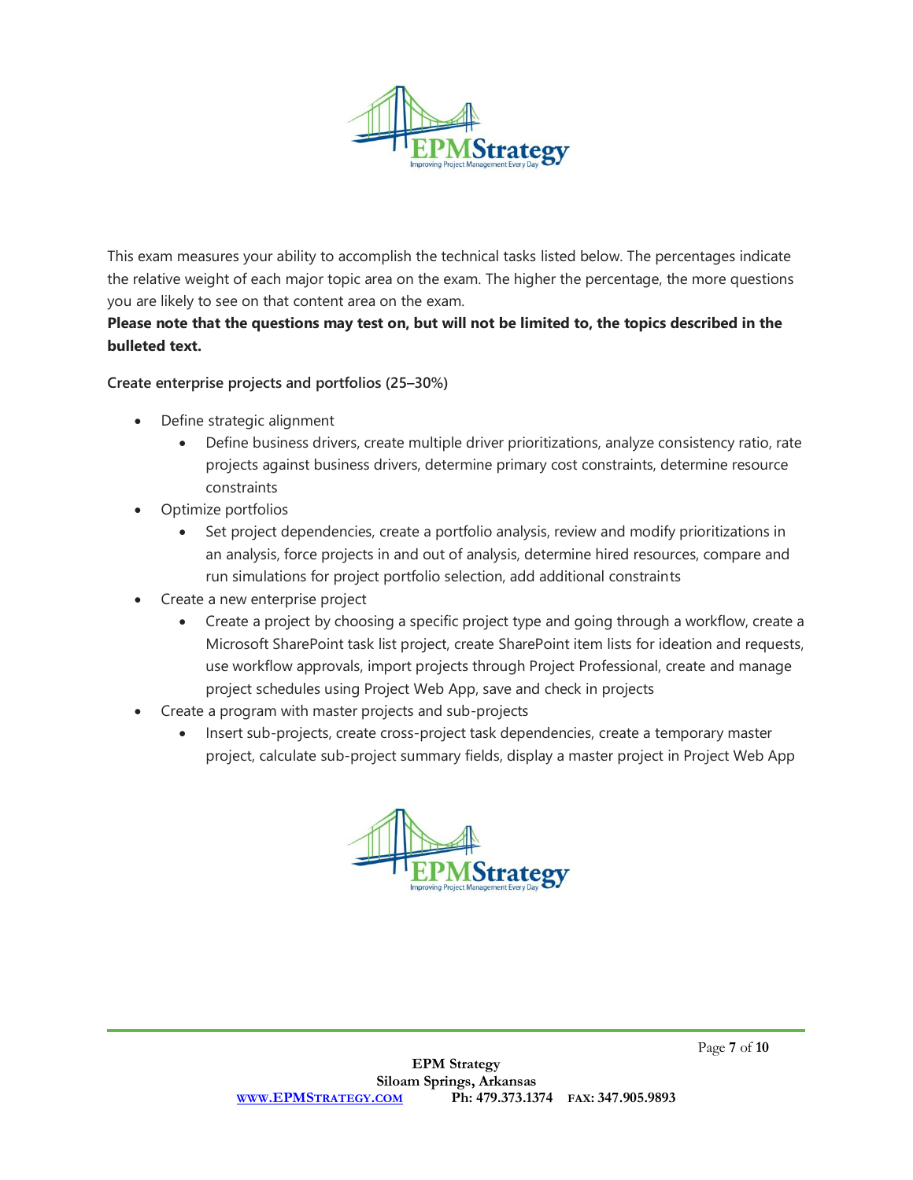This exam measures your ability to accomplish the technical tasks listed below. The percentages indicate the relative weight of each major topic area on the exam. The higher the percentage, the more questions you are likely to see on that content area on the exam.

**Please note that the questions may test on, but will not be limited to, the topics described in the bulleted text.**

Create enterprise projects and portfolios (25–30%)

- Define strategic alignment
  - Define business drivers, create multiple driver prioritizations, analyze consistency ratio, rate projects against business drivers, determine primary cost constraints, determine resource constraints
- Optimize portfolios
  - Set project dependencies, create a portfolio analysis, review and modify prioritizations in an analysis, force projects in and out of analysis, determine hired resources, compare and run simulations for project portfolio selection, add additional constraints
- Create a new enterprise project
  - Create a project by choosing a specific project type and going through a workflow, create a Microsoft SharePoint task list project, create SharePoint item lists for ideation and requests, use workflow approvals, import projects through Project Professional, create and manage project schedules using Project Web App, save and check in projects
- Create a program with master projects and sub-projects
  - Insert sub-projects, create cross-project task dependencies, create a temporary master project, calculate sub-project summary fields, display a master project in Project Web App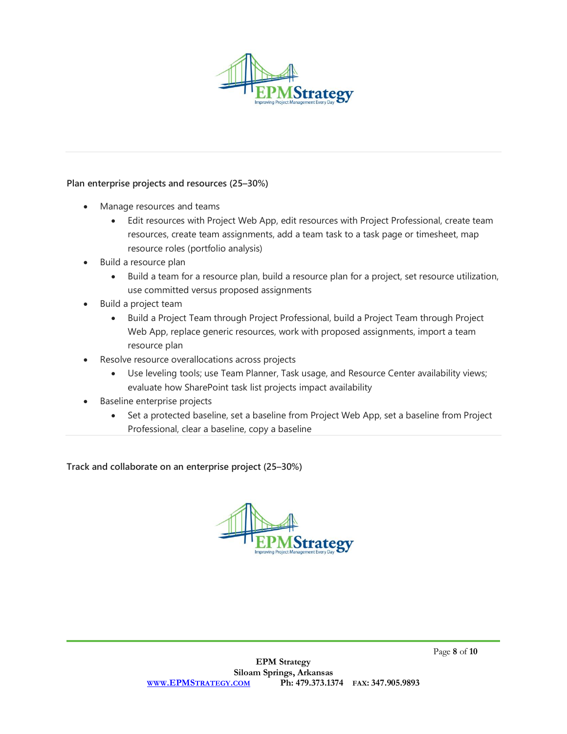**Plan enterprise projects and resources (25–30%)**

- Manage resources and teams
    - Edit resources with Project Web App, edit resources with Project Professional, create team resources, create team assignments, add a team task to a task page or timesheet, map resource roles (portfolio analysis)
- Build a resource plan
    - Build a team for a resource plan, build a resource plan for a project, set resource utilization, use committed versus proposed assignments
- Build a project team
    - Build a Project Team through Project Professional, build a Project Team through Project Web App, replace generic resources, work with proposed assignments, import a team resource plan
- Resolve resource overallocations across projects
    - Use leveling tools; use Team Planner, Task usage, and Resource Center availability views; evaluate how SharePoint task list projects impact availability
- Baseline enterprise projects
    - Set a protected baseline, set a baseline from Project Web App, set a baseline from Project Professional, clear a baseline, copy a baseline

**Track and collaborate on an enterprise project (25–30%)**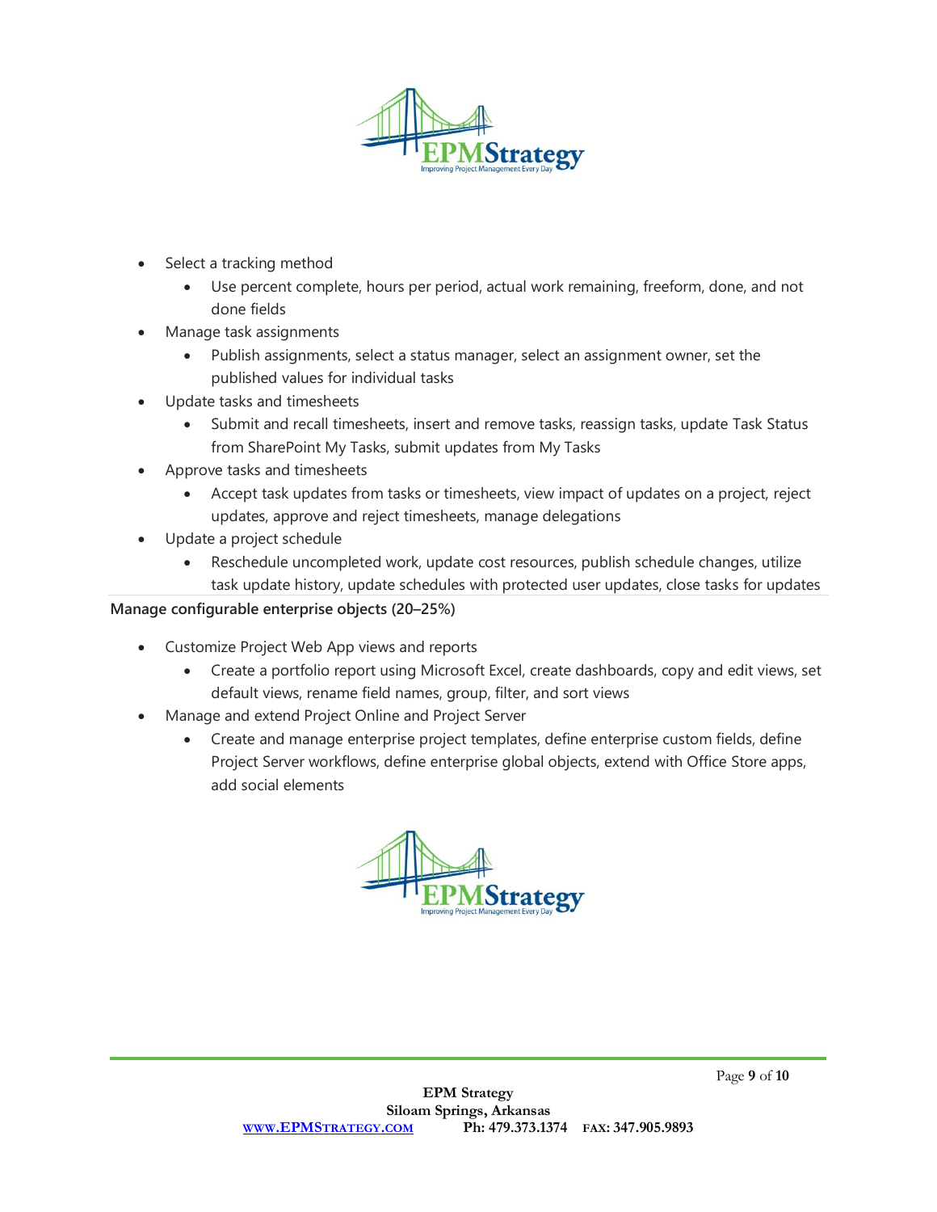- Select a tracking method
  - Use percent complete, hours per period, actual work remaining, freeform, done, and not done fields
- Manage task assignments
  - Publish assignments, select a status manager, select an assignment owner, set the published values for individual tasks
- Update tasks and timesheets
  - Submit and recall timesheets, insert and remove tasks, reassign tasks, update Task Status from SharePoint My Tasks, submit updates from My Tasks
- Approve tasks and timesheets
  - Accept task updates from tasks or timesheets, view impact of updates on a project, reject updates, approve and reject timesheets, manage delegations
- Update a project schedule
  - Reschedule uncompleted work, update cost resources, publish schedule changes, utilize task update history, update schedules with protected user updates, close tasks for updates

**Manage configurable enterprise objects (20–25%)**

- Customize Project Web App views and reports
  - Create a portfolio report using Microsoft Excel, create dashboards, copy and edit views, set default views, rename field names, group, filter, and sort views
- Manage and extend Project Online and Project Server
  - Create and manage enterprise project templates, define enterprise custom fields, define Project Server workflows, define enterprise global objects, extend with Office Store apps, add social elements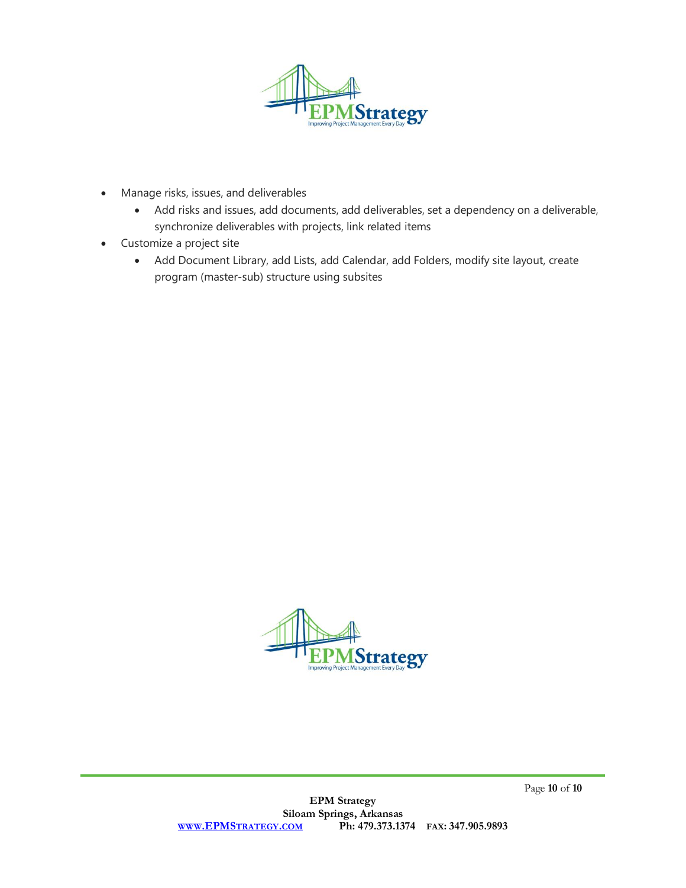- Manage risks, issues, and deliverables
  - Add risks and issues, add documents, add deliverables, set a dependency on a deliverable, synchronize deliverables with projects, link related items
- Customize a project site
  - Add Document Library, add Lists, add Calendar, add Folders, modify site layout, create program (master-sub) structure using subsites